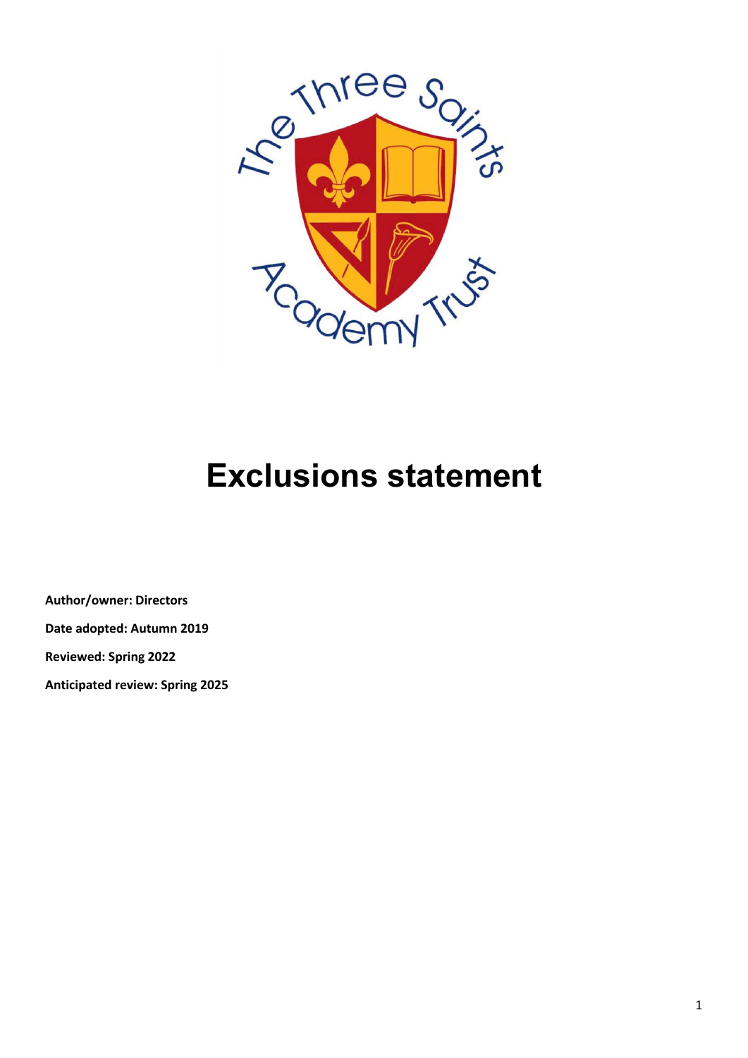# Exclusions statement

**Author/owner: Directors**

**Date adopted: Autumn 2019**

**Reviewed: Spring 2022**

**Anticipated review: Spring 2025**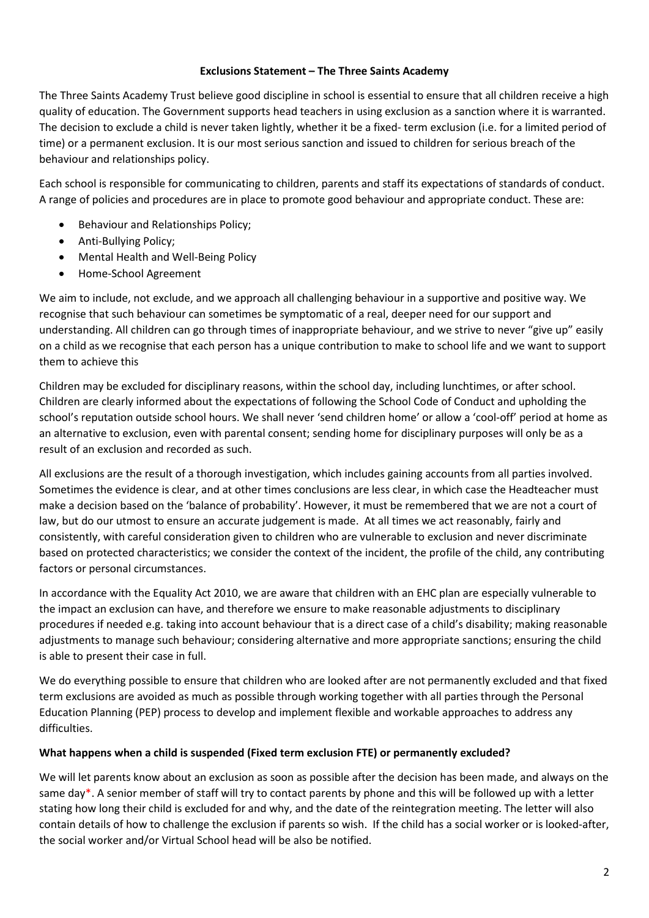**Exclusions Statement – The Three Saints Academy**

The Three Saints Academy Trust believe good discipline in school is essential to ensure that all children receive a high quality of education. The Government supports head teachers in using exclusion as a sanction where it is warranted. The decision to exclude a child is never taken lightly, whether it be a fixed- term exclusion (i.e. for a limited period of time) or a permanent exclusion. It is our most serious sanction and issued to children for serious breach of the behaviour and relationships policy.

Each school is responsible for communicating to children, parents and staff its expectations of standards of conduct. A range of policies and procedures are in place to promote good behaviour and appropriate conduct. These are:

- Behaviour and Relationships Policy;
- Anti-Bullying Policy;
- Mental Health and Well-Being Policy
- Home-School Agreement

We aim to include, not exclude, and we approach all challenging behaviour in a supportive and positive way. We recognise that such behaviour can sometimes be symptomatic of a real, deeper need for our support and understanding. All children can go through times of inappropriate behaviour, and we strive to never "give up" easily on a child as we recognise that each person has a unique contribution to make to school life and we want to support them to achieve this

Children may be excluded for disciplinary reasons, within the school day, including lunchtimes, or after school. Children are clearly informed about the expectations of following the School Code of Conduct and upholding the school's reputation outside school hours. We shall never 'send children home' or allow a 'cool-off' period at home as an alternative to exclusion, even with parental consent; sending home for disciplinary purposes will only be as a result of an exclusion and recorded as such.

All exclusions are the result of a thorough investigation, which includes gaining accounts from all parties involved. Sometimes the evidence is clear, and at other times conclusions are less clear, in which case the Headteacher must make a decision based on the 'balance of probability'. However, it must be remembered that we are not a court of law, but do our utmost to ensure an accurate judgement is made. At all times we act reasonably, fairly and consistently, with careful consideration given to children who are vulnerable to exclusion and never discriminate based on protected characteristics; we consider the context of the incident, the profile of the child, any contributing factors or personal circumstances.

In accordance with the Equality Act 2010, we are aware that children with an EHC plan are especially vulnerable to the impact an exclusion can have, and therefore we ensure to make reasonable adjustments to disciplinary procedures if needed e.g. taking into account behaviour that is a direct case of a child's disability; making reasonable adjustments to manage such behaviour; considering alternative and more appropriate sanctions; ensuring the child is able to present their case in full.

We do everything possible to ensure that children who are looked after are not permanently excluded and that fixed term exclusions are avoided as much as possible through working together with all parties through the Personal Education Planning (PEP) process to develop and implement flexible and workable approaches to address any difficulties.

**What happens when a child is suspended (Fixed term exclusion FTE) or permanently excluded?**

We will let parents know about an exclusion as soon as possible after the decision has been made, and always on the same day*. A senior member of staff will try to contact parents by phone and this will be followed up with a letter stating how long their child is excluded for and why, and the date of the reintegration meeting. The letter will also contain details of how to challenge the exclusion if parents so wish. If the child has a social worker or is looked-after, the social worker and/or Virtual School head will be also be notified.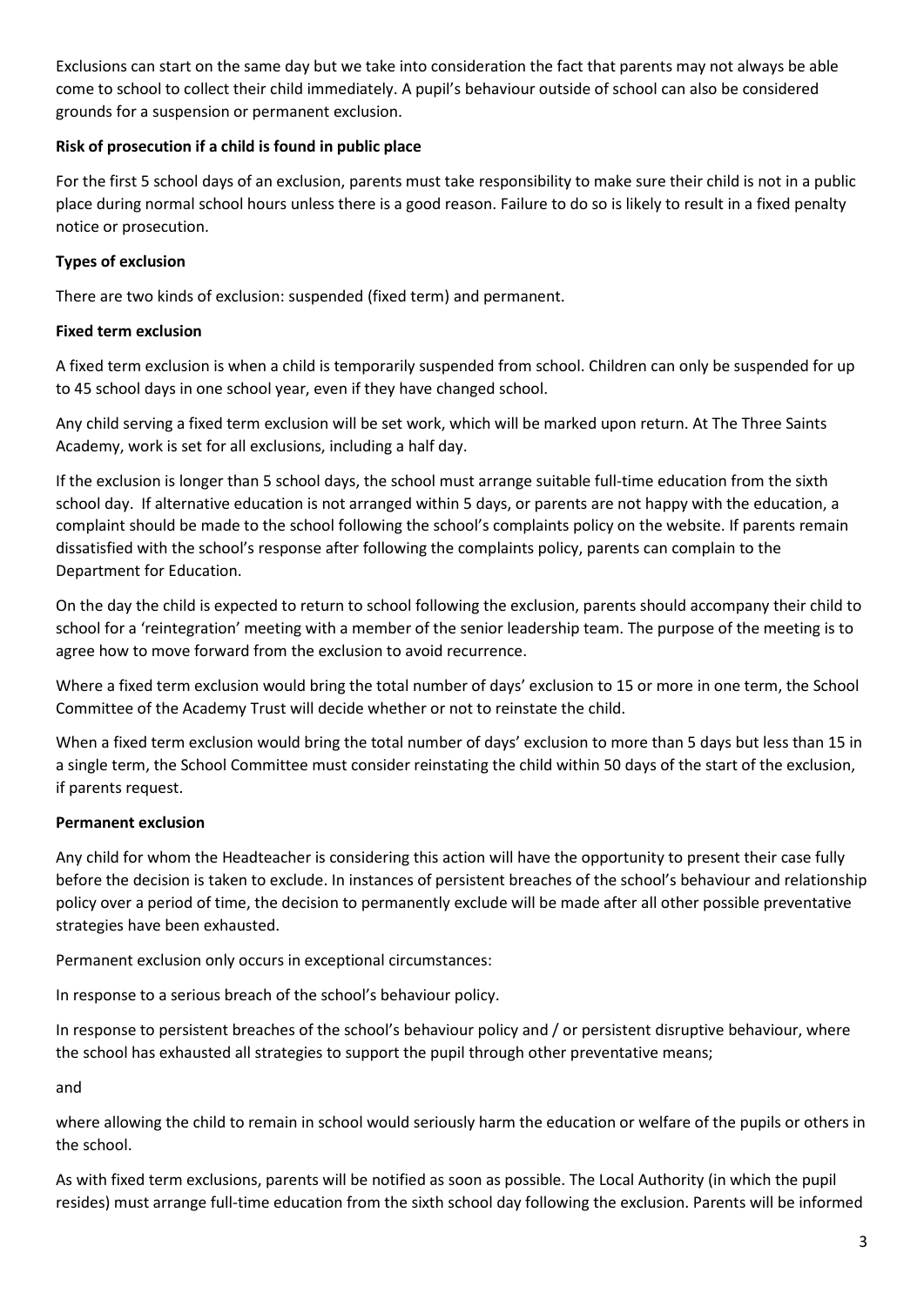Exclusions can start on the same day but we take into consideration the fact that parents may not always be able come to school to collect their child immediately. A pupil's behaviour outside of school can also be considered grounds for a suspension or permanent exclusion.

**Risk of prosecution if a child is found in public place**

For the first 5 school days of an exclusion, parents must take responsibility to make sure their child is not in a public place during normal school hours unless there is a good reason. Failure to do so is likely to result in a fixed penalty notice or prosecution.

**Types of exclusion**

There are two kinds of exclusion: suspended (fixed term) and permanent.

**Fixed term exclusion**

A fixed term exclusion is when a child is temporarily suspended from school. Children can only be suspended for up to 45 school days in one school year, even if they have changed school.

Any child serving a fixed term exclusion will be set work, which will be marked upon return. At The Three Saints Academy, work is set for all exclusions, including a half day.

If the exclusion is longer than 5 school days, the school must arrange suitable full-time education from the sixth school day. If alternative education is not arranged within 5 days, or parents are not happy with the education, a complaint should be made to the school following the school's complaints policy on the website. If parents remain dissatisfied with the school's response after following the complaints policy, parents can complain to the Department for Education.

On the day the child is expected to return to school following the exclusion, parents should accompany their child to school for a 'reintegration' meeting with a member of the senior leadership team. The purpose of the meeting is to agree how to move forward from the exclusion to avoid recurrence.

Where a fixed term exclusion would bring the total number of days' exclusion to 15 or more in one term, the School Committee of the Academy Trust will decide whether or not to reinstate the child.

When a fixed term exclusion would bring the total number of days' exclusion to more than 5 days but less than 15 in a single term, the School Committee must consider reinstating the child within 50 days of the start of the exclusion, if parents request.

**Permanent exclusion**

Any child for whom the Headteacher is considering this action will have the opportunity to present their case fully before the decision is taken to exclude. In instances of persistent breaches of the school's behaviour and relationship policy over a period of time, the decision to permanently exclude will be made after all other possible preventative strategies have been exhausted.

Permanent exclusion only occurs in exceptional circumstances:

In response to a serious breach of the school's behaviour policy.

In response to persistent breaches of the school's behaviour policy and / or persistent disruptive behaviour, where the school has exhausted all strategies to support the pupil through other preventative means;

and

where allowing the child to remain in school would seriously harm the education or welfare of the pupils or others in the school.

As with fixed term exclusions, parents will be notified as soon as possible. The Local Authority (in which the pupil resides) must arrange full-time education from the sixth school day following the exclusion. Parents will be informed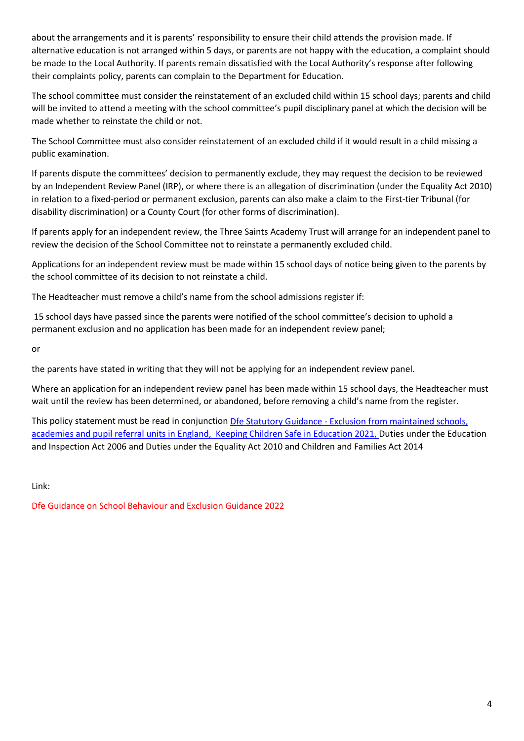about the arrangements and it is parents' responsibility to ensure their child attends the provision made. If alternative education is not arranged within 5 days, or parents are not happy with the education, a complaint should be made to the Local Authority. If parents remain dissatisfied with the Local Authority's response after following their complaints policy, parents can complain to the Department for Education.

The school committee must consider the reinstatement of an excluded child within 15 school days; parents and child will be invited to attend a meeting with the school committee's pupil disciplinary panel at which the decision will be made whether to reinstate the child or not.

The School Committee must also consider reinstatement of an excluded child if it would result in a child missing a public examination.

If parents dispute the committees' decision to permanently exclude, they may request the decision to be reviewed by an Independent Review Panel (IRP), or where there is an allegation of discrimination (under the Equality Act 2010) in relation to a fixed-period or permanent exclusion, parents can also make a claim to the First-tier Tribunal (for disability discrimination) or a County Court (for other forms of discrimination).

If parents apply for an independent review, the Three Saints Academy Trust will arrange for an independent panel to review the decision of the School Committee not to reinstate a permanently excluded child.

Applications for an independent review must be made within 15 school days of notice being given to the parents by the school committee of its decision to not reinstate a child.

The Headteacher must remove a child's name from the school admissions register if:

15 school days have passed since the parents were notified of the school committee's decision to uphold a permanent exclusion and no application has been made for an independent review panel;

or

the parents have stated in writing that they will not be applying for an independent review panel.

Where an application for an independent review panel has been made within 15 school days, the Headteacher must wait until the review has been determined, or abandoned, before removing a child's name from the register.

This policy statement must be read in conjunction Dfe Statutory Guidance - Exclusion from maintained schools, academies and pupil referral units in England, Keeping Children Safe in Education 2021, Duties under the Education and Inspection Act 2006 and Duties under the Equality Act 2010 and Children and Families Act 2014

Link:

Dfe Guidance on School Behaviour and Exclusion Guidance 2022